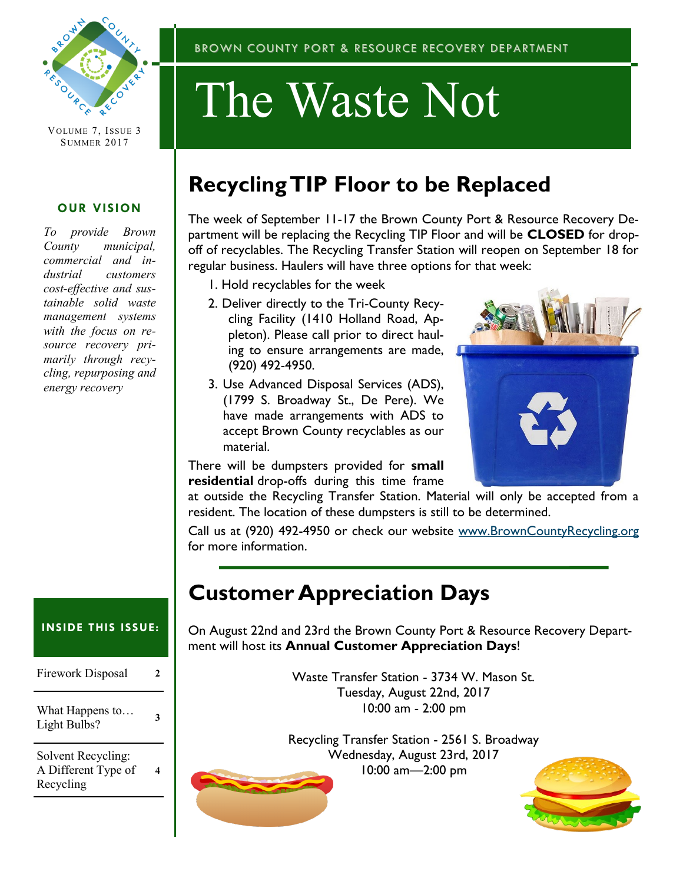BROWN COUNTY PORT & RESOURCE RECOVERY DEPARTMENT

# The Waste Not

VOLUME 7, ISSUE 3
SUMMER 2017

## OUR VISION

*To provide Brown County municipal, commercial and industrial customers cost-effective and sustainable solid waste management systems with the focus on resource recovery primarily through recycling, repurposing and energy recovery*

## Recycling TIP Floor to be Replaced

The week of September 11-17 the Brown County Port & Resource Recovery Department will be replacing the Recycling TIP Floor and will be **CLOSED** for drop-off of recyclables. The Recycling Transfer Station will reopen on September 18 for regular business. Haulers will have three options for that week:

1. Hold recyclables for the week
2. Deliver directly to the Tri-County Recycling Facility (1410 Holland Road, Appleton). Please call prior to direct hauling to ensure arrangements are made, (920) 492-4950.
3. Use Advanced Disposal Services (ADS), (1799 S. Broadway St., De Pere). We have made arrangements with ADS to accept Brown County recyclables as our material.

There will be dumpsters provided for **small residential** drop-offs during this time frame at outside the Recycling Transfer Station. Material will only be accepted from a resident. The location of these dumpsters is still to be determined.

Call us at (920) 492-4950 or check our website www.BrownCountyRecycling.org for more information.

## Customer Appreciation Days

On August 22nd and 23rd the Brown County Port & Resource Recovery Department will host its **Annual Customer Appreciation Days**!

Waste Transfer Station - 3734 W. Mason St.
Tuesday, August 22nd, 2017
10:00 am - 2:00 pm

Recycling Transfer Station - 2561 S. Broadway
Wednesday, August 23rd, 2017
10:00 am—2:00 pm

## INSIDE THIS ISSUE:

| | |
|---|---|
| Firework Disposal | 2 |
| What Happens to… Light Bulbs? | 3 |
| Solvent Recycling: A Different Type of Recycling | 4 |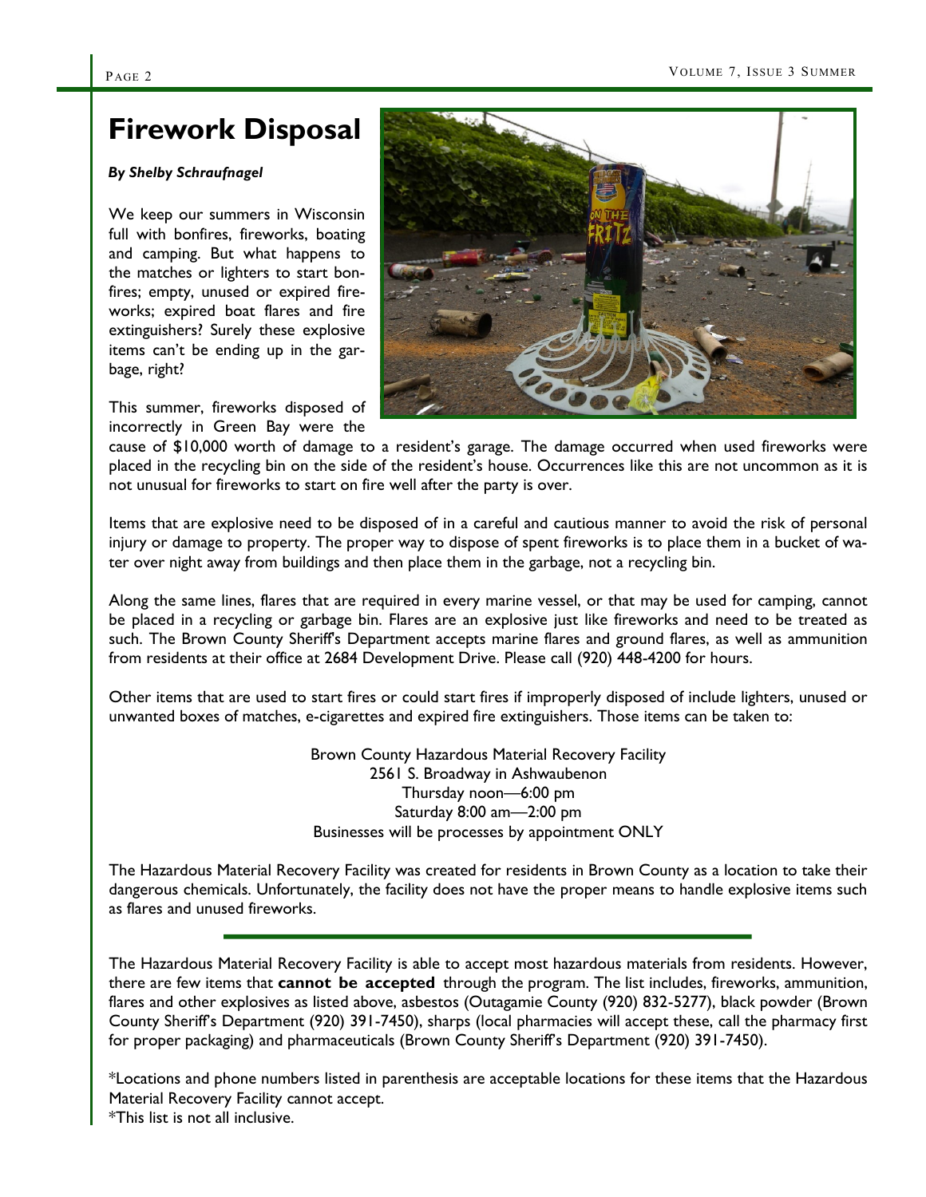# Firework Disposal

***By Shelby Schraufnagel***

We keep our summers in Wisconsin full with bonfires, fireworks, boating and camping. But what happens to the matches or lighters to start bonfires; empty, unused or expired fireworks; expired boat flares and fire extinguishers? Surely these explosive items can't be ending up in the garbage, right?

This summer, fireworks disposed of incorrectly in Green Bay were the cause of $10,000 worth of damage to a resident's garage. The damage occurred when used fireworks were placed in the recycling bin on the side of the resident's house. Occurrences like this are not uncommon as it is not unusual for fireworks to start on fire well after the party is over.

Items that are explosive need to be disposed of in a careful and cautious manner to avoid the risk of personal injury or damage to property. The proper way to dispose of spent fireworks is to place them in a bucket of water over night away from buildings and then place them in the garbage, not a recycling bin.

Along the same lines, flares that are required in every marine vessel, or that may be used for camping, cannot be placed in a recycling or garbage bin. Flares are an explosive just like fireworks and need to be treated as such. The Brown County Sheriff's Department accepts marine flares and ground flares, as well as ammunition from residents at their office at 2684 Development Drive. Please call (920) 448-4200 for hours.

Other items that are used to start fires or could start fires if improperly disposed of include lighters, unused or unwanted boxes of matches, e-cigarettes and expired fire extinguishers. Those items can be taken to:

Brown County Hazardous Material Recovery Facility
2561 S. Broadway in Ashwaubenon
Thursday noon—6:00 pm
Saturday 8:00 am—2:00 pm
Businesses will be processes by appointment ONLY

The Hazardous Material Recovery Facility was created for residents in Brown County as a location to take their dangerous chemicals. Unfortunately, the facility does not have the proper means to handle explosive items such as flares and unused fireworks.

---

The Hazardous Material Recovery Facility is able to accept most hazardous materials from residents. However, there are few items that **cannot be accepted** through the program. The list includes, fireworks, ammunition, flares and other explosives as listed above, asbestos (Outagamie County (920) 832-5277), black powder (Brown County Sheriff's Department (920) 391-7450), sharps (local pharmacies will accept these, call the pharmacy first for proper packaging) and pharmaceuticals (Brown County Sheriff's Department (920) 391-7450).

*Locations and phone numbers listed in parenthesis are acceptable locations for these items that the Hazardous Material Recovery Facility cannot accept.
*This list is not all inclusive.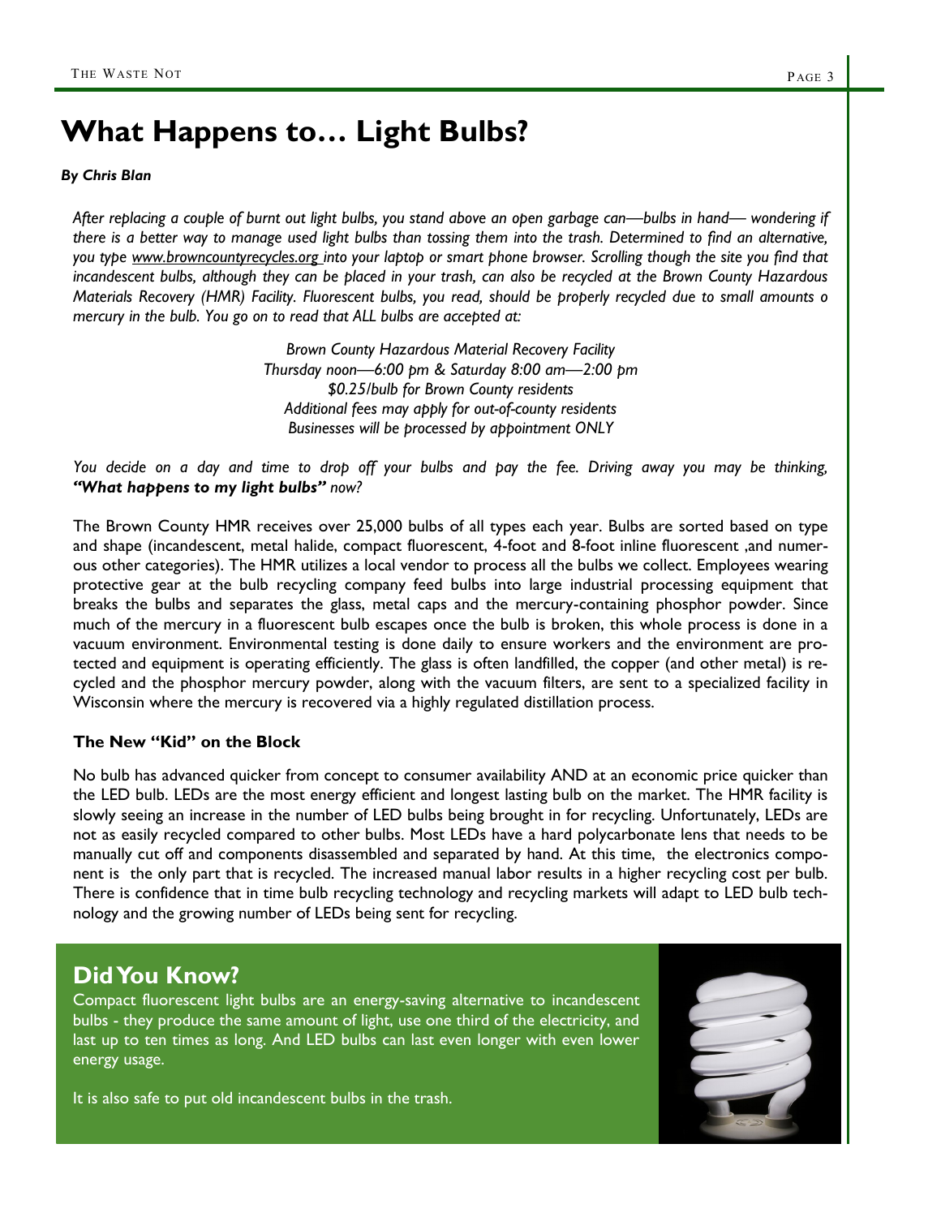# What Happens to… Light Bulbs?

***By Chris Blan***

*After replacing a couple of burnt out light bulbs, you stand above an open garbage can—bulbs in hand— wondering if there is a better way to manage used light bulbs than tossing them into the trash. Determined to find an alternative, you type www.browncountyrecycles.org into your laptop or smart phone browser. Scrolling though the site you find that incandescent bulbs, although they can be placed in your trash, can also be recycled at the Brown County Hazardous Materials Recovery (HMR) Facility. Fluorescent bulbs, you read, should be properly recycled due to small amounts o mercury in the bulb. You go on to read that ALL bulbs are accepted at:*

*Brown County Hazardous Material Recovery Facility*
*Thursday noon—6:00 pm & Saturday 8:00 am—2:00 pm*
*$0.25/bulb for Brown County residents*
*Additional fees may apply for out-of-county residents*
*Businesses will be processed by appointment ONLY*

*You decide on a day and time to drop off your bulbs and pay the fee. Driving away you may be thinking, **"What happens to my light bulbs"** now?*

The Brown County HMR receives over 25,000 bulbs of all types each year. Bulbs are sorted based on type and shape (incandescent, metal halide, compact fluorescent, 4-foot and 8-foot inline fluorescent ,and numerous other categories). The HMR utilizes a local vendor to process all the bulbs we collect. Employees wearing protective gear at the bulb recycling company feed bulbs into large industrial processing equipment that breaks the bulbs and separates the glass, metal caps and the mercury-containing phosphor powder. Since much of the mercury in a fluorescent bulb escapes once the bulb is broken, this whole process is done in a vacuum environment. Environmental testing is done daily to ensure workers and the environment are protected and equipment is operating efficiently. The glass is often landfilled, the copper (and other metal) is recycled and the phosphor mercury powder, along with the vacuum filters, are sent to a specialized facility in Wisconsin where the mercury is recovered via a highly regulated distillation process.

### The New "Kid" on the Block

No bulb has advanced quicker from concept to consumer availability AND at an economic price quicker than the LED bulb. LEDs are the most energy efficient and longest lasting bulb on the market. The HMR facility is slowly seeing an increase in the number of LED bulbs being brought in for recycling. Unfortunately, LEDs are not as easily recycled compared to other bulbs. Most LEDs have a hard polycarbonate lens that needs to be manually cut off and components disassembled and separated by hand. At this time, the electronics component is the only part that is recycled. The increased manual labor results in a higher recycling cost per bulb. There is confidence that in time bulb recycling technology and recycling markets will adapt to LED bulb technology and the growing number of LEDs being sent for recycling.

## Did You Know?

Compact fluorescent light bulbs are an energy-saving alternative to incandescent bulbs - they produce the same amount of light, use one third of the electricity, and last up to ten times as long. And LED bulbs can last even longer with even lower energy usage.

It is also safe to put old incandescent bulbs in the trash.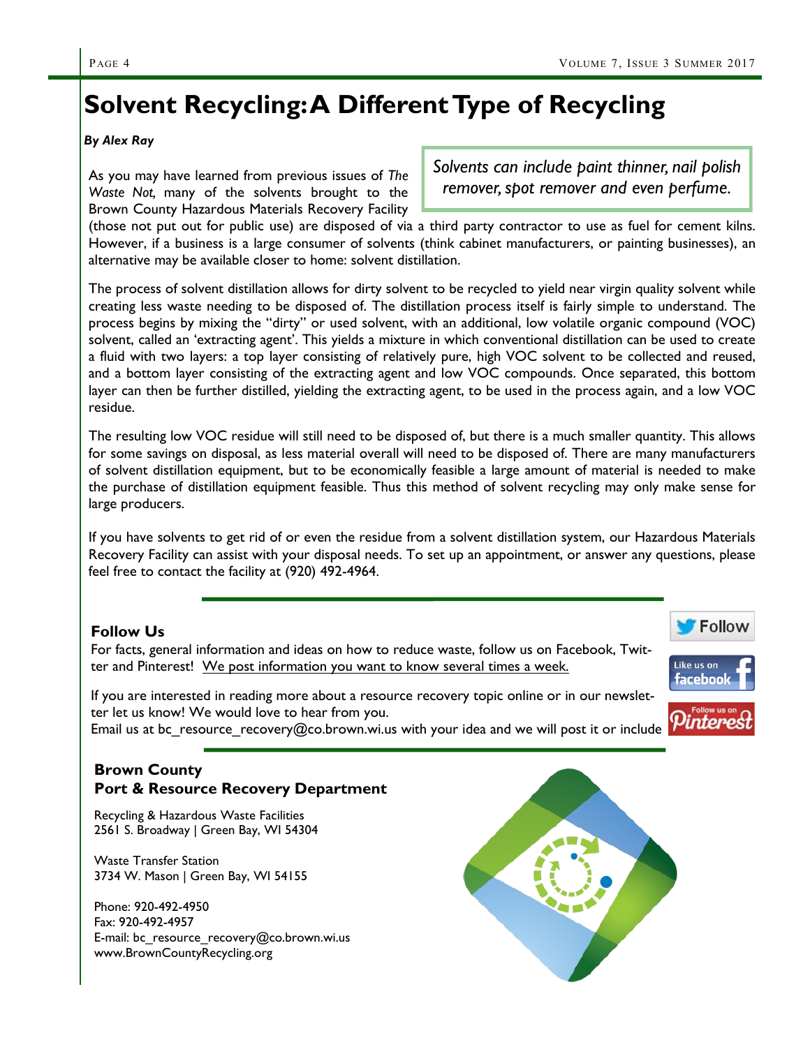# Solvent Recycling: A Different Type of Recycling

***By Alex Ray***

*Solvents can include paint thinner, nail polish remover, spot remover and even perfume.*

As you may have learned from previous issues of *The Waste Not,* many of the solvents brought to the Brown County Hazardous Materials Recovery Facility (those not put out for public use) are disposed of via a third party contractor to use as fuel for cement kilns. However, if a business is a large consumer of solvents (think cabinet manufacturers, or painting businesses), an alternative may be available closer to home: solvent distillation.

The process of solvent distillation allows for dirty solvent to be recycled to yield near virgin quality solvent while creating less waste needing to be disposed of. The distillation process itself is fairly simple to understand. The process begins by mixing the "dirty" or used solvent, with an additional, low volatile organic compound (VOC) solvent, called an 'extracting agent'. This yields a mixture in which conventional distillation can be used to create a fluid with two layers: a top layer consisting of relatively pure, high VOC solvent to be collected and reused, and a bottom layer consisting of the extracting agent and low VOC compounds. Once separated, this bottom layer can then be further distilled, yielding the extracting agent, to be used in the process again, and a low VOC residue.

The resulting low VOC residue will still need to be disposed of, but there is a much smaller quantity. This allows for some savings on disposal, as less material overall will need to be disposed of. There are many manufacturers of solvent distillation equipment, but to be economically feasible a large amount of material is needed to make the purchase of distillation equipment feasible. Thus this method of solvent recycling may only make sense for large producers.

If you have solvents to get rid of or even the residue from a solvent distillation system, our Hazardous Materials Recovery Facility can assist with your disposal needs. To set up an appointment, or answer any questions, please feel free to contact the facility at (920) 492-4964.

### Follow Us

For facts, general information and ideas on how to reduce waste, follow us on Facebook, Twitter and Pinterest! We post information you want to know several times a week.

If you are interested in reading more about a resource recovery topic online or in our newsletter let us know! We would love to hear from you.
Email us at bc_resource_recovery@co.brown.wi.us with your idea and we will post it or include

Follow

Like us on facebook

Follow us on Pinterest

**Brown County**
**Port & Resource Recovery Department**

Recycling & Hazardous Waste Facilities
2561 S. Broadway | Green Bay, WI 54304

Waste Transfer Station
3734 W. Mason | Green Bay, WI 54155

Phone: 920-492-4950
Fax: 920-492-4957
E-mail: bc_resource_recovery@co.brown.wi.us
www.BrownCountyRecycling.org